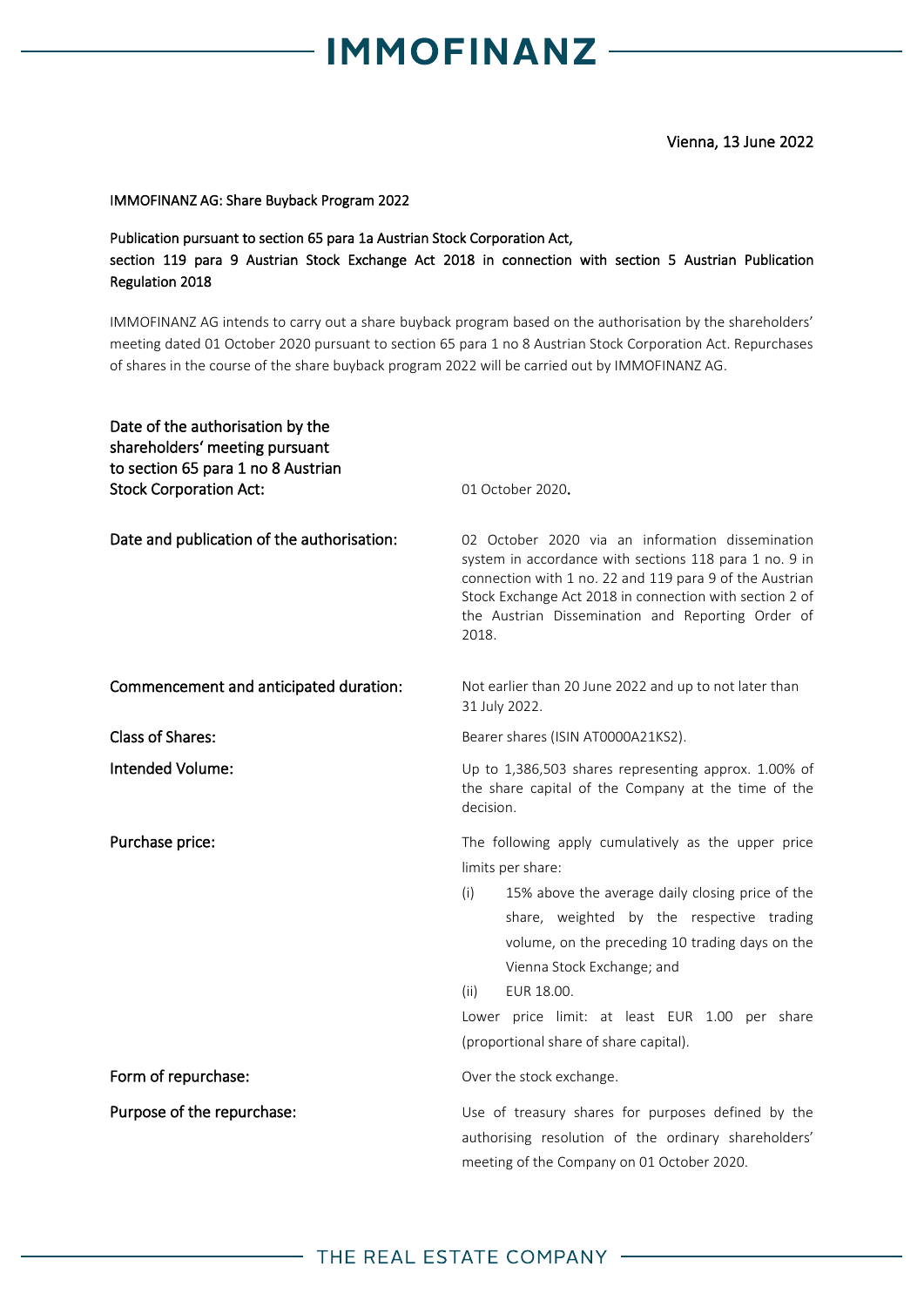Vienna, 13 June 2022

IMMOFINANZ AG: Share Buyback Program 2022

Publication pursuant to section 65 para 1a Austrian Stock Corporation Act,
section 119 para 9 Austrian Stock Exchange Act 2018 in connection with section 5 Austrian Publication Regulation 2018

IMMOFINANZ AG intends to carry out a share buyback program based on the authorisation by the shareholders' meeting dated 01 October 2020 pursuant to section 65 para 1 no 8 Austrian Stock Corporation Act. Repurchases of shares in the course of the share buyback program 2022 will be carried out by IMMOFINANZ AG.

| | |
|---|---|
| Date of the authorisation by the shareholders' meeting pursuant to section 65 para 1 no 8 Austrian Stock Corporation Act: | 01 October 2020. |
| Date and publication of the authorisation: | 02 October 2020 via an information dissemination system in accordance with sections 118 para 1 no. 9 in connection with 1 no. 22 and 119 para 9 of the Austrian Stock Exchange Act 2018 in connection with section 2 of the Austrian Dissemination and Reporting Order of 2018. |
| Commencement and anticipated duration: | Not earlier than 20 June 2022 and up to not later than 31 July 2022. |
| Class of Shares: | Bearer shares (ISIN AT0000A21KS2). |
| Intended Volume: | Up to 1,386,503 shares representing approx. 1.00% of the share capital of the Company at the time of the decision. |
| Purchase price: | The following apply cumulatively as the upper price limits per share:<br>(i) 15% above the average daily closing price of the share, weighted by the respective trading volume, on the preceding 10 trading days on the Vienna Stock Exchange; and<br>(ii) EUR 18.00.<br>Lower price limit: at least EUR 1.00 per share (proportional share of share capital). |
| Form of repurchase: | Over the stock exchange. |
| Purpose of the repurchase: | Use of treasury shares for purposes defined by the authorising resolution of the ordinary shareholders' meeting of the Company on 01 October 2020. |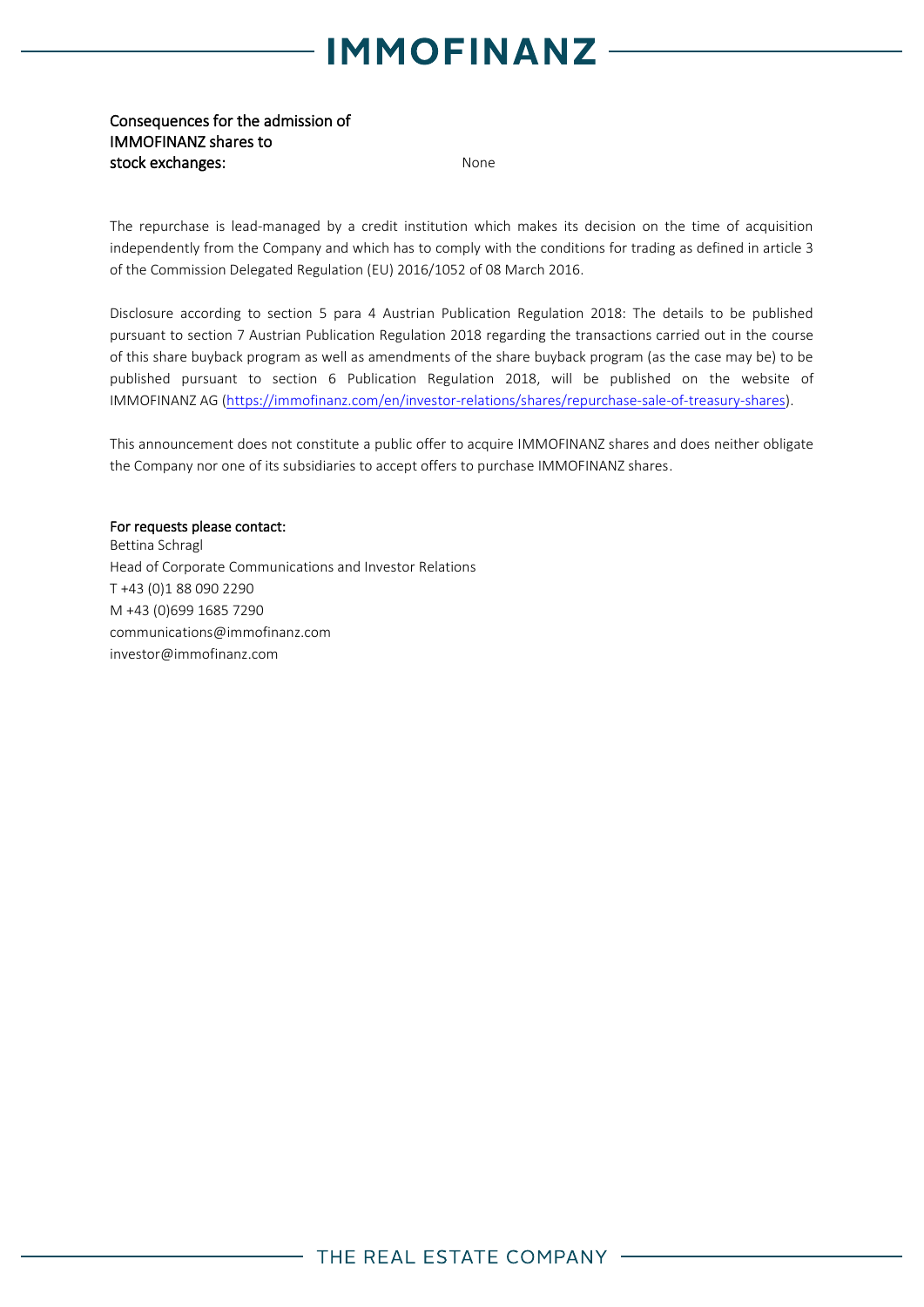**Consequences for the admission of IMMOFINANZ shares to stock exchanges:** None

The repurchase is lead-managed by a credit institution which makes its decision on the time of acquisition independently from the Company and which has to comply with the conditions for trading as defined in article 3 of the Commission Delegated Regulation (EU) 2016/1052 of 08 March 2016.

Disclosure according to section 5 para 4 Austrian Publication Regulation 2018: The details to be published pursuant to section 7 Austrian Publication Regulation 2018 regarding the transactions carried out in the course of this share buyback program as well as amendments of the share buyback program (as the case may be) to be published pursuant to section 6 Publication Regulation 2018, will be published on the website of IMMOFINANZ AG (https://immofinanz.com/en/investor-relations/shares/repurchase-sale-of-treasury-shares).

This announcement does not constitute a public offer to acquire IMMOFINANZ shares and does neither obligate the Company nor one of its subsidiaries to accept offers to purchase IMMOFINANZ shares.

**For requests please contact:**
Bettina Schragl
Head of Corporate Communications and Investor Relations
T +43 (0)1 88 090 2290
M +43 (0)699 1685 7290
communications@immofinanz.com
investor@immofinanz.com